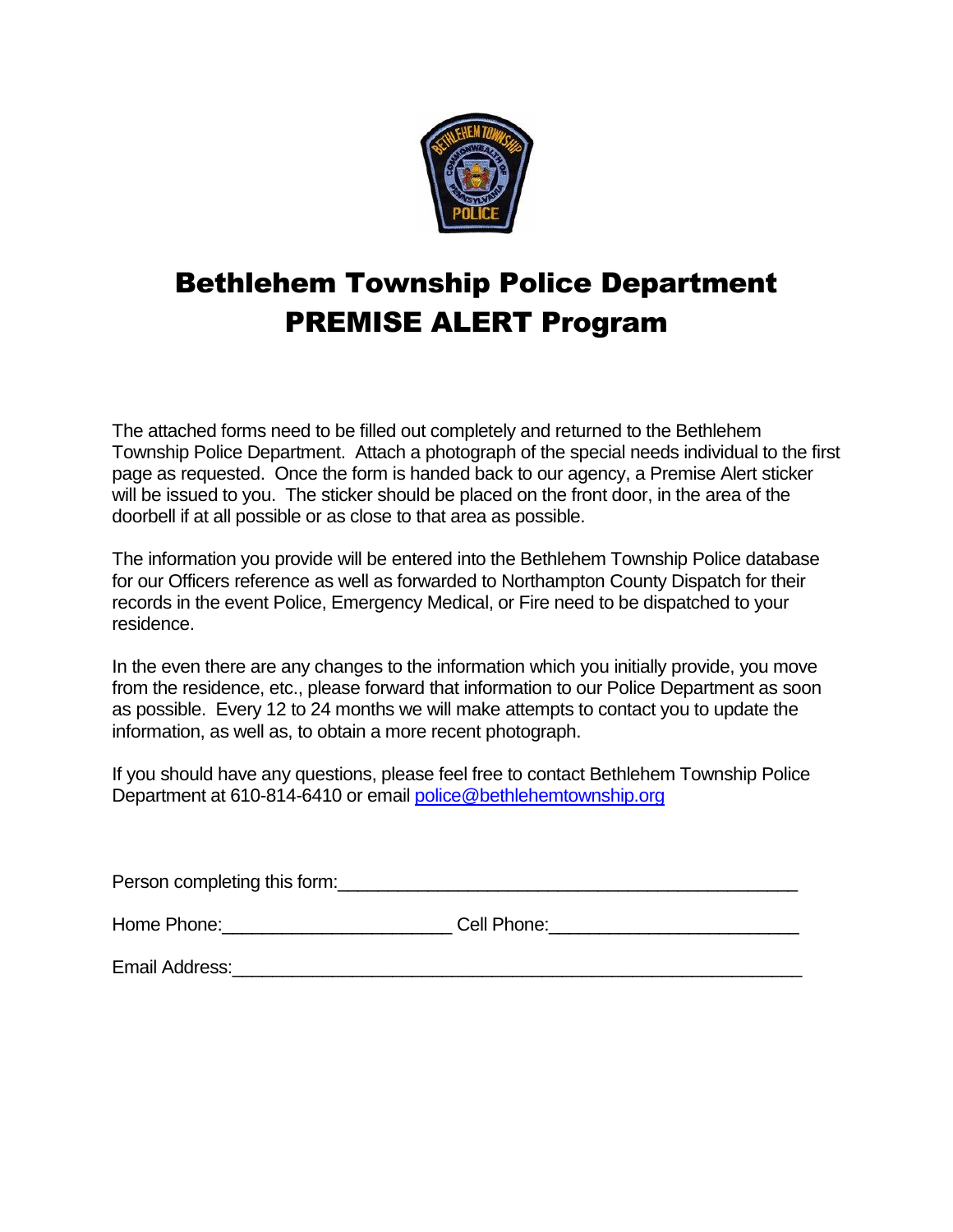# Bethlehem Township Police Department
# PREMISE ALERT Program

The attached forms need to be filled out completely and returned to the Bethlehem Township Police Department. Attach a photograph of the special needs individual to the first page as requested. Once the form is handed back to our agency, a Premise Alert sticker will be issued to you. The sticker should be placed on the front door, in the area of the doorbell if at all possible or as close to that area as possible.

The information you provide will be entered into the Bethlehem Township Police database for our Officers reference as well as forwarded to Northampton County Dispatch for their records in the event Police, Emergency Medical, or Fire need to be dispatched to your residence.

In the even there are any changes to the information which you initially provide, you move from the residence, etc., please forward that information to our Police Department as soon as possible. Every 12 to 24 months we will make attempts to contact you to update the information, as well as, to obtain a more recent photograph.

If you should have any questions, please feel free to contact Bethlehem Township Police Department at 610-814-6410 or email police@bethlehemtownship.org

Person completing this form:_______________________________________________

Home Phone:______________________ Cell Phone:________________________

Email Address:_______________________________________________________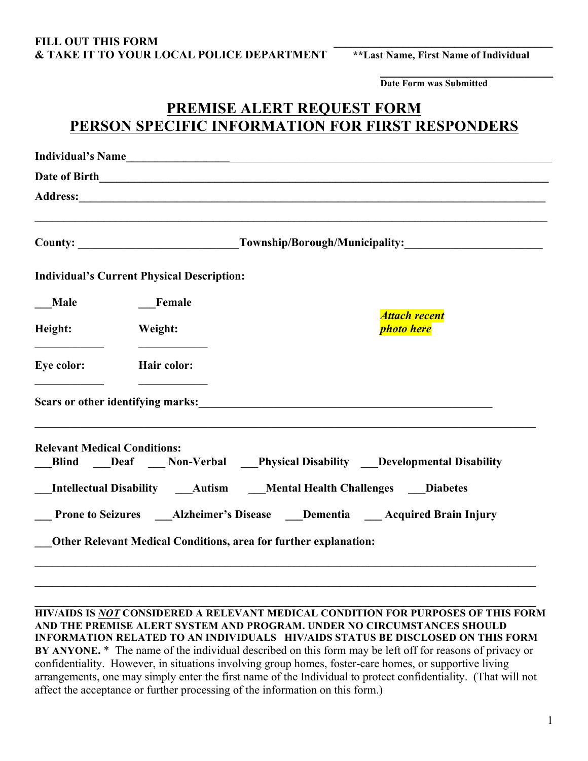**FILL OUT THIS FORM**
**& TAKE IT TO YOUR LOCAL POLICE DEPARTMENT**

______________________________
****Last Name, First Name of Individual**

______________________________
**Date Form was Submitted**

# PREMISE ALERT REQUEST FORM
# PERSON SPECIFIC INFORMATION FOR FIRST RESPONDERS

**Individual's Name**______________________________________________________________

**Date of Birth**__________________________________________________________________

**Address:**______________________________________________________________________

__________________________________________________________________________________

**County:** ___________________________**Township/Borough/Municipality:**______________________

**Individual's Current Physical Description:**

___**Male** ___**Female**

***Attach recent photo here***

**Height:** ____________ **Weight:** ____________

**Eye color:** ____________ **Hair color:** ____________

**Scars or other identifying marks:**_______________________________________________

__________________________________________________________________________________

**Relevant Medical Conditions:**

___**Blind** ___**Deaf** ___ **Non-Verbal** ___**Physical Disability** ___**Developmental Disability**

___**Intellectual Disability** ___**Autism** ___**Mental Health Challenges** ___**Diabetes**

___ **Prone to Seizures** ___**Alzheimer's Disease** ___**Dementia** ___ **Acquired Brain Injury**

___**Other Relevant Medical Conditions, area for further explanation:**

__________________________________________________________________________________

__________________________________________________________________________________

__________________________________________________________________________________

**HIV/AIDS IS *NOT* CONSIDERED A RELEVANT MEDICAL CONDITION FOR PURPOSES OF THIS FORM AND THE PREMISE ALERT SYSTEM AND PROGRAM. UNDER NO CIRCUMSTANCES SHOULD INFORMATION RELATED TO AN INDIVIDUALS HIV/AIDS STATUS BE DISCLOSED ON THIS FORM BY ANYONE.** * The name of the individual described on this form may be left off for reasons of privacy or confidentiality. However, in situations involving group homes, foster-care homes, or supportive living arrangements, one may simply enter the first name of the Individual to protect confidentiality. (That will not affect the acceptance or further processing of the information on this form.)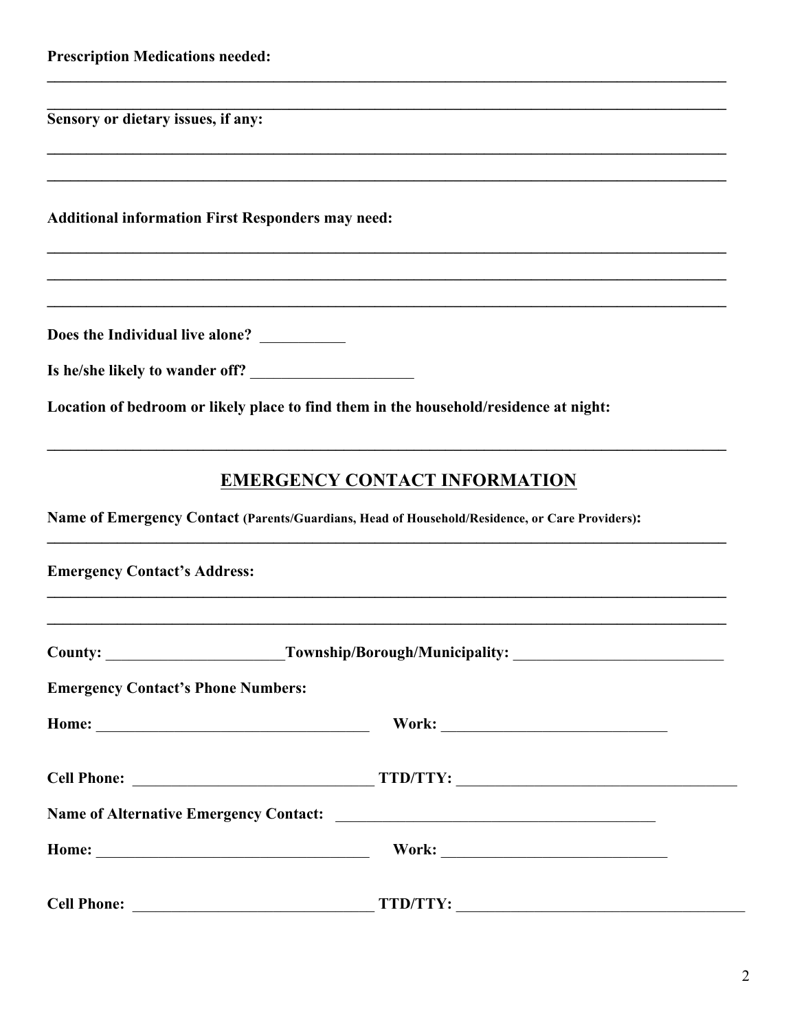**Prescription Medications needed:**

\_\_\_\_\_\_\_\_\_\_\_\_\_\_\_\_\_\_\_\_\_\_\_\_\_\_\_\_\_\_\_\_\_\_\_\_\_\_\_\_\_\_\_\_\_\_\_\_\_\_\_\_\_\_\_\_\_\_\_\_\_\_\_\_\_\_\_\_\_\_\_\_\_\_\_\_\_\_

\_\_\_\_\_\_\_\_\_\_\_\_\_\_\_\_\_\_\_\_\_\_\_\_\_\_\_\_\_\_\_\_\_\_\_\_\_\_\_\_\_\_\_\_\_\_\_\_\_\_\_\_\_\_\_\_\_\_\_\_\_\_\_\_\_\_\_\_\_\_\_\_\_\_\_\_\_\_

**Sensory or dietary issues, if any:**

\_\_\_\_\_\_\_\_\_\_\_\_\_\_\_\_\_\_\_\_\_\_\_\_\_\_\_\_\_\_\_\_\_\_\_\_\_\_\_\_\_\_\_\_\_\_\_\_\_\_\_\_\_\_\_\_\_\_\_\_\_\_\_\_\_\_\_\_\_\_\_\_\_\_\_\_\_\_

\_\_\_\_\_\_\_\_\_\_\_\_\_\_\_\_\_\_\_\_\_\_\_\_\_\_\_\_\_\_\_\_\_\_\_\_\_\_\_\_\_\_\_\_\_\_\_\_\_\_\_\_\_\_\_\_\_\_\_\_\_\_\_\_\_\_\_\_\_\_\_\_\_\_\_\_\_\_

**Additional information First Responders may need:**

\_\_\_\_\_\_\_\_\_\_\_\_\_\_\_\_\_\_\_\_\_\_\_\_\_\_\_\_\_\_\_\_\_\_\_\_\_\_\_\_\_\_\_\_\_\_\_\_\_\_\_\_\_\_\_\_\_\_\_\_\_\_\_\_\_\_\_\_\_\_\_\_\_\_\_\_\_\_

\_\_\_\_\_\_\_\_\_\_\_\_\_\_\_\_\_\_\_\_\_\_\_\_\_\_\_\_\_\_\_\_\_\_\_\_\_\_\_\_\_\_\_\_\_\_\_\_\_\_\_\_\_\_\_\_\_\_\_\_\_\_\_\_\_\_\_\_\_\_\_\_\_\_\_\_\_\_

\_\_\_\_\_\_\_\_\_\_\_\_\_\_\_\_\_\_\_\_\_\_\_\_\_\_\_\_\_\_\_\_\_\_\_\_\_\_\_\_\_\_\_\_\_\_\_\_\_\_\_\_\_\_\_\_\_\_\_\_\_\_\_\_\_\_\_\_\_\_\_\_\_\_\_\_\_\_

**Does the Individual live alone?** \_\_\_\_\_\_\_\_\_\_\_

**Is he/she likely to wander off?** \_\_\_\_\_\_\_\_\_\_\_\_\_\_\_\_\_\_\_\_\_

**Location of bedroom or likely place to find them in the household/residence at night:**

\_\_\_\_\_\_\_\_\_\_\_\_\_\_\_\_\_\_\_\_\_\_\_\_\_\_\_\_\_\_\_\_\_\_\_\_\_\_\_\_\_\_\_\_\_\_\_\_\_\_\_\_\_\_\_\_\_\_\_\_\_\_\_\_\_\_\_\_\_\_\_\_\_\_\_\_\_\_

## EMERGENCY CONTACT INFORMATION

**Name of Emergency Contact (Parents/Guardians, Head of Household/Residence, or Care Providers):**

\_\_\_\_\_\_\_\_\_\_\_\_\_\_\_\_\_\_\_\_\_\_\_\_\_\_\_\_\_\_\_\_\_\_\_\_\_\_\_\_\_\_\_\_\_\_\_\_\_\_\_\_\_\_\_\_\_\_\_\_\_\_\_\_\_\_\_\_\_\_\_\_\_\_\_\_\_\_

**Emergency Contact's Address:**

\_\_\_\_\_\_\_\_\_\_\_\_\_\_\_\_\_\_\_\_\_\_\_\_\_\_\_\_\_\_\_\_\_\_\_\_\_\_\_\_\_\_\_\_\_\_\_\_\_\_\_\_\_\_\_\_\_\_\_\_\_\_\_\_\_\_\_\_\_\_\_\_\_\_\_\_\_\_

\_\_\_\_\_\_\_\_\_\_\_\_\_\_\_\_\_\_\_\_\_\_\_\_\_\_\_\_\_\_\_\_\_\_\_\_\_\_\_\_\_\_\_\_\_\_\_\_\_\_\_\_\_\_\_\_\_\_\_\_\_\_\_\_\_\_\_\_\_\_\_\_\_\_\_\_\_\_

**County:** \_\_\_\_\_\_\_\_\_\_\_\_\_\_\_\_\_\_\_\_\_\_\_ **Township/Borough/Municipality:** \_\_\_\_\_\_\_\_\_\_\_\_\_\_\_\_\_\_\_\_\_\_\_\_\_\_\_

**Emergency Contact's Phone Numbers:**

**Home:** \_\_\_\_\_\_\_\_\_\_\_\_\_\_\_\_\_\_\_\_\_\_\_\_\_\_\_\_\_\_\_\_\_\_\_ **Work:** \_\_\_\_\_\_\_\_\_\_\_\_\_\_\_\_\_\_\_\_\_\_\_\_\_\_\_\_\_\_

**Cell Phone:** \_\_\_\_\_\_\_\_\_\_\_\_\_\_\_\_\_\_\_\_\_\_\_\_\_\_\_\_\_\_\_ **TTD/TTY:** \_\_\_\_\_\_\_\_\_\_\_\_\_\_\_\_\_\_\_\_\_\_\_\_\_\_\_\_\_\_\_\_\_\_\_\_

**Name of Alternative Emergency Contact:** \_\_\_\_\_\_\_\_\_\_\_\_\_\_\_\_\_\_\_\_\_\_\_\_\_\_\_\_\_\_\_\_\_\_\_\_\_\_\_\_\_

**Home:** \_\_\_\_\_\_\_\_\_\_\_\_\_\_\_\_\_\_\_\_\_\_\_\_\_\_\_\_\_\_\_\_\_\_\_ **Work:** \_\_\_\_\_\_\_\_\_\_\_\_\_\_\_\_\_\_\_\_\_\_\_\_\_\_\_\_\_\_

**Cell Phone:** \_\_\_\_\_\_\_\_\_\_\_\_\_\_\_\_\_\_\_\_\_\_\_\_\_\_\_\_\_\_\_ **TTD/TTY:** \_\_\_\_\_\_\_\_\_\_\_\_\_\_\_\_\_\_\_\_\_\_\_\_\_\_\_\_\_\_\_\_\_\_\_\_\_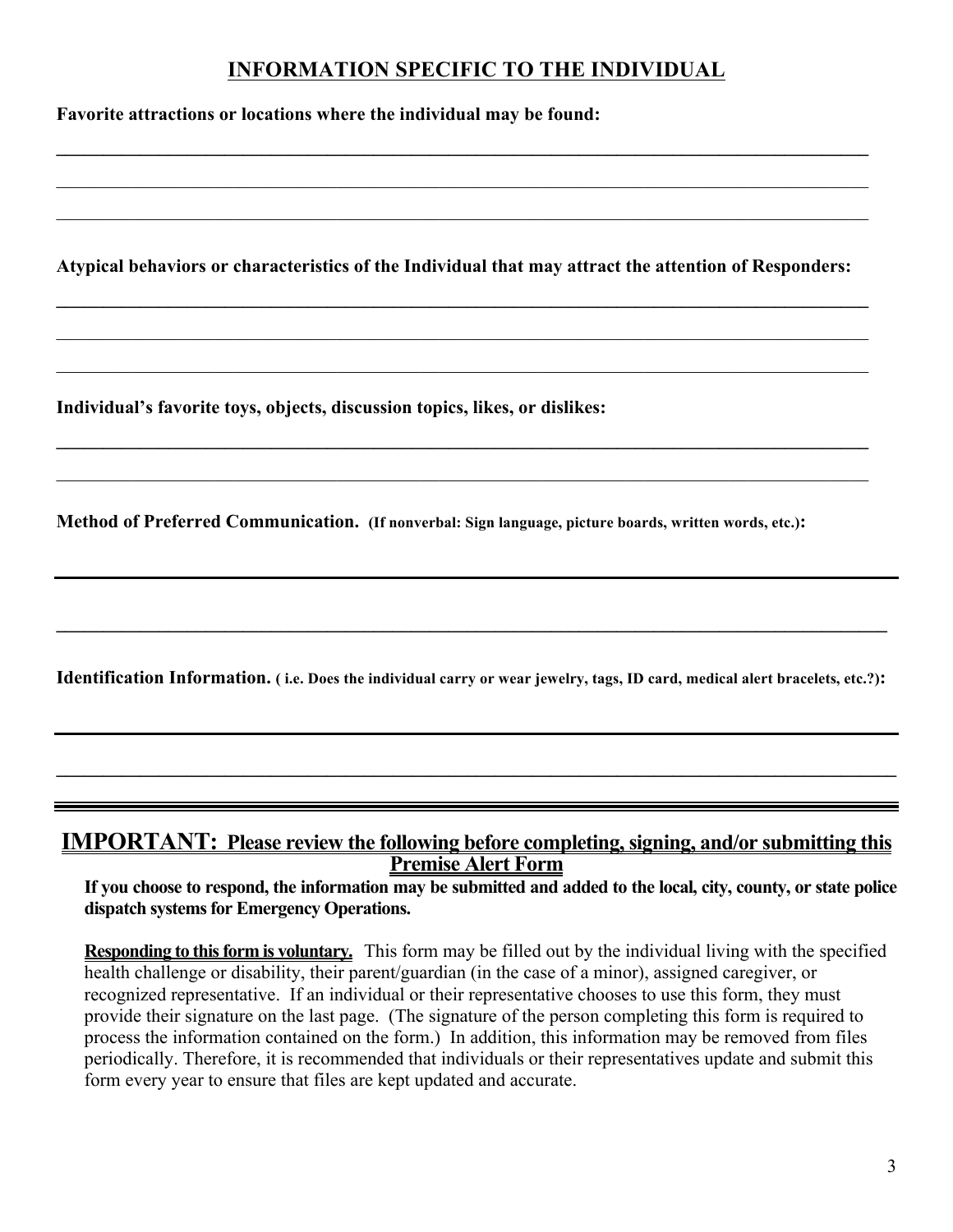## INFORMATION SPECIFIC TO THE INDIVIDUAL

**Favorite attractions or locations where the individual may be found:**

______________________________________________________________________________

______________________________________________________________________________

______________________________________________________________________________

**Atypical behaviors or characteristics of the Individual that may attract the attention of Responders:**

______________________________________________________________________________

______________________________________________________________________________

______________________________________________________________________________

**Individual's favorite toys, objects, discussion topics, likes, or dislikes:**

______________________________________________________________________________

______________________________________________________________________________

**Method of Preferred Communication.** **(If nonverbal: Sign language, picture boards, written words, etc.):**

______________________________________________________________________________

______________________________________________________________________________

**Identification Information.** **( i.e. Does the individual carry or wear jewelry, tags, ID card, medical alert bracelets, etc.?):**

______________________________________________________________________________

______________________________________________________________________________

---

## IMPORTANT: Please review the following before completing, signing, and/or submitting this Premise Alert Form

**If you choose to respond, the information may be submitted and added to the local, city, county, or state police dispatch systems for Emergency Operations.**

**Responding to this form is voluntary.** This form may be filled out by the individual living with the specified health challenge or disability, their parent/guardian (in the case of a minor), assigned caregiver, or recognized representative. If an individual or their representative chooses to use this form, they must provide their signature on the last page. (The signature of the person completing this form is required to process the information contained on the form.) In addition, this information may be removed from files periodically. Therefore, it is recommended that individuals or their representatives update and submit this form every year to ensure that files are kept updated and accurate.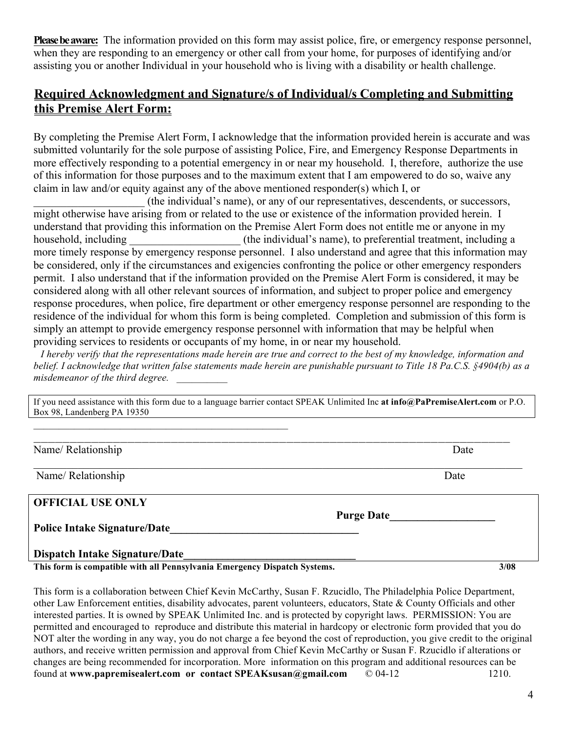**Please be aware:** The information provided on this form may assist police, fire, or emergency response personnel, when they are responding to an emergency or other call from your home, for purposes of identifying and/or assisting you or another Individual in your household who is living with a disability or health challenge.

## Required Acknowledgment and Signature/s of Individual/s Completing and Submitting this Premise Alert Form:

By completing the Premise Alert Form, I acknowledge that the information provided herein is accurate and was submitted voluntarily for the sole purpose of assisting Police, Fire, and Emergency Response Departments in more effectively responding to a potential emergency in or near my household. I, therefore, authorize the use of this information for those purposes and to the maximum extent that I am empowered to do so, waive any claim in law and/or equity against any of the above mentioned responder(s) which I, or ____________________ (the individual's name), or any of our representatives, descendents, or successors, might otherwise have arising from or related to the use or existence of the information provided herein. I understand that providing this information on the Premise Alert Form does not entitle me or anyone in my household, including ____________________ (the individual's name), to preferential treatment, including a more timely response by emergency response personnel. I also understand and agree that this information may be considered, only if the circumstances and exigencies confronting the police or other emergency responders permit. I also understand that if the information provided on the Premise Alert Form is considered, it may be considered along with all other relevant sources of information, and subject to proper police and emergency response procedures, when police, fire department or other emergency response personnel are responding to the residence of the individual for whom this form is being completed. Completion and submission of this form is simply an attempt to provide emergency response personnel with information that may be helpful when providing services to residents or occupants of my home, in or near my household.

*I hereby verify that the representations made herein are true and correct to the best of my knowledge, information and belief. I acknowledge that written false statements made herein are punishable pursuant to Title 18 Pa.C.S. §4904(b) as a misdemeanor of the third degree.* __________

If you need assistance with this form due to a language barrier contact SPEAK Unlimited Inc **at info@PaPremiseAlert.com** or P.O. Box 98, Landenberg PA 19350

____________________________________________________________

Name/ Relationship                                                                                    Date

____________________________________________________________

Name/ Relationship                                                                                    Date

**OFFICIAL USE ONLY**

**Purge Date**____________________

**Police Intake Signature/Date**__________________________________

**Dispatch Intake Signature/Date**________________________________

**This form is compatible with all Pennsylvania Emergency Dispatch Systems.** **3/08**

This form is a collaboration between Chief Kevin McCarthy, Susan F. Rzucidlo, The Philadelphia Police Department, other Law Enforcement entities, disability advocates, parent volunteers, educators, State & County Officials and other interested parties. It is owned by SPEAK Unlimited Inc. and is protected by copyright laws. PERMISSION: You are permitted and encouraged to reproduce and distribute this material in hardcopy or electronic form provided that you do NOT alter the wording in any way, you do not charge a fee beyond the cost of reproduction, you give credit to the original authors, and receive written permission and approval from Chief Kevin McCarthy or Susan F. Rzucidlo if alterations or changes are being recommended for incorporation. More information on this program and additional resources can be found at **www.papremisealert.com or contact SPEAKsusan@gmail.com** © 04-12 1210.